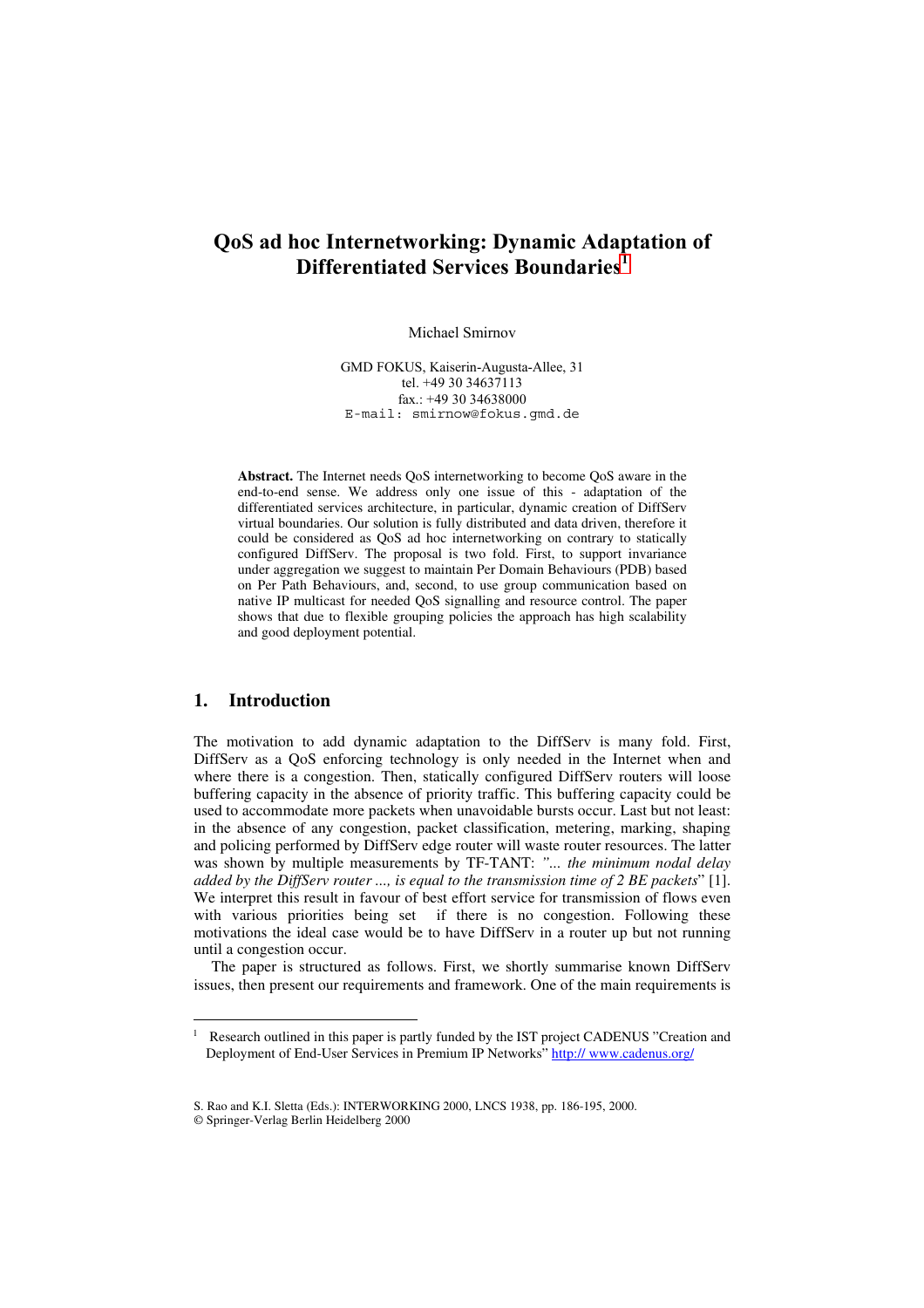# QoS ad hoc Internetworking: Dynamic Adaptation of Differentiated Services Boundaries[1]

Michael Smirnov

GMD FOKUS, Kaiserin-Augusta-Allee, 31
tel. +49 30 34637113
fax.: +49 30 34638000
E-mail: smirnow@fokus.gmd.de

**Abstract.** The Internet needs QoS internetworking to become QoS aware in the end-to-end sense. We address only one issue of this - adaptation of the differentiated services architecture, in particular, dynamic creation of DiffServ virtual boundaries. Our solution is fully distributed and data driven, therefore it could be considered as QoS ad hoc internetworking on contrary to statically configured DiffServ. The proposal is two fold. First, to support invariance under aggregation we suggest to maintain Per Domain Behaviours (PDB) based on Per Path Behaviours, and, second, to use group communication based on native IP multicast for needed QoS signalling and resource control. The paper shows that due to flexible grouping policies the approach has high scalability and good deployment potential.

## 1. Introduction

The motivation to add dynamic adaptation to the DiffServ is many fold. First, DiffServ as a QoS enforcing technology is only needed in the Internet when and where there is a congestion. Then, statically configured DiffServ routers will loose buffering capacity in the absence of priority traffic. This buffering capacity could be used to accommodate more packets when unavoidable bursts occur. Last but not least: in the absence of any congestion, packet classification, metering, marking, shaping and policing performed by DiffServ edge router will waste router resources. The latter was shown by multiple measurements by TF-TANT: *"... the minimum nodal delay added by the DiffServ router ..., is equal to the transmission time of 2 BE packets*" [1]. We interpret this result in favour of best effort service for transmission of flows even with various priorities being set if there is no congestion. Following these motivations the ideal case would be to have DiffServ in a router up but not running until a congestion occur.

The paper is structured as follows. First, we shortly summarise known DiffServ issues, then present our requirements and framework. One of the main requirements is

---

1 Research outlined in this paper is partly funded by the IST project CADENUS "Creation and Deployment of End-User Services in Premium IP Networks" http:// www.cadenus.org/

S. Rao and K.I. Sletta (Eds.): INTERWORKING 2000, LNCS 1938, pp. 186-195, 2000.
© Springer-Verlag Berlin Heidelberg 2000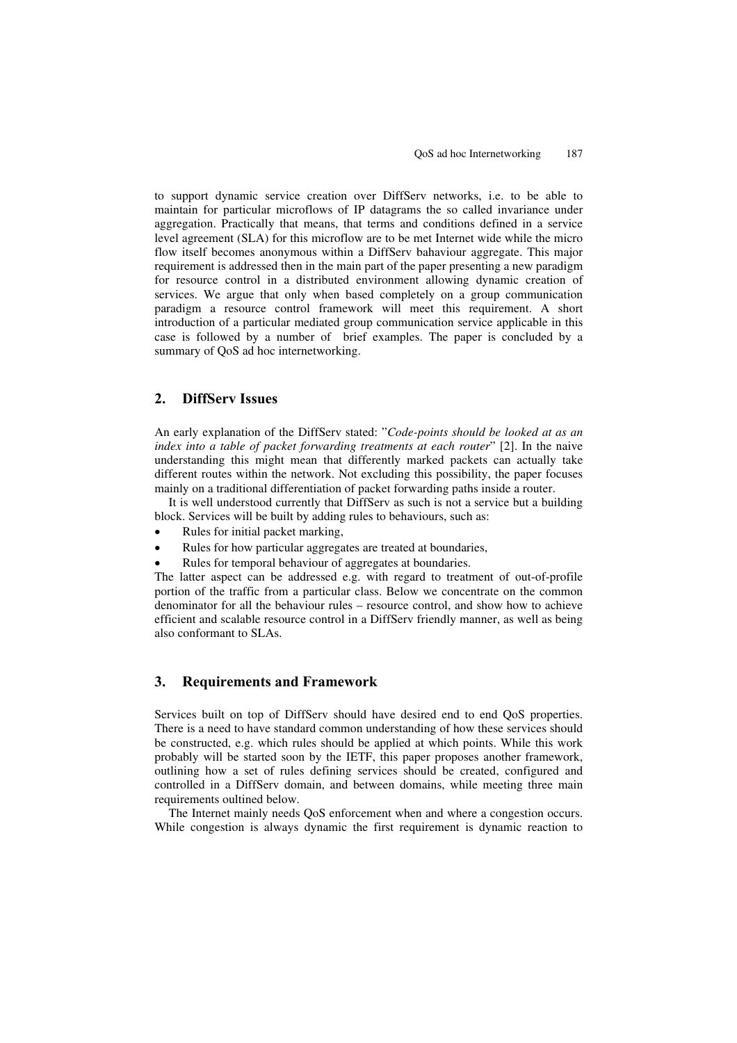to support dynamic service creation over DiffServ networks, i.e. to be able to maintain for particular microflows of IP datagrams the so called invariance under aggregation. Practically that means, that terms and conditions defined in a service level agreement (SLA) for this microflow are to be met Internet wide while the micro flow itself becomes anonymous within a DiffServ bahaviour aggregate. This major requirement is addressed then in the main part of the paper presenting a new paradigm for resource control in a distributed environment allowing dynamic creation of services. We argue that only when based completely on a group communication paradigm a resource control framework will meet this requirement. A short introduction of a particular mediated group communication service applicable in this case is followed by a number of brief examples. The paper is concluded by a summary of QoS ad hoc internetworking.

## 2. DiffServ Issues

An early explanation of the DiffServ stated: "*Code-points should be looked at as an index into a table of packet forwarding treatments at each router*" [2]. In the naive understanding this might mean that differently marked packets can actually take different routes within the network. Not excluding this possibility, the paper focuses mainly on a traditional differentiation of packet forwarding paths inside a router.

It is well understood currently that DiffServ as such is not a service but a building block. Services will be built by adding rules to behaviours, such as:

- Rules for initial packet marking,
- Rules for how particular aggregates are treated at boundaries,
- Rules for temporal behaviour of aggregates at boundaries.

The latter aspect can be addressed e.g. with regard to treatment of out-of-profile portion of the traffic from a particular class. Below we concentrate on the common denominator for all the behaviour rules – resource control, and show how to achieve efficient and scalable resource control in a DiffServ friendly manner, as well as being also conformant to SLAs.

## 3. Requirements and Framework

Services built on top of DiffServ should have desired end to end QoS properties. There is a need to have standard common understanding of how these services should be constructed, e.g. which rules should be applied at which points. While this work probably will be started soon by the IETF, this paper proposes another framework, outlining how a set of rules defining services should be created, configured and controlled in a DiffServ domain, and between domains, while meeting three main requirements oultined below.

The Internet mainly needs QoS enforcement when and where a congestion occurs. While congestion is always dynamic the first requirement is dynamic reaction to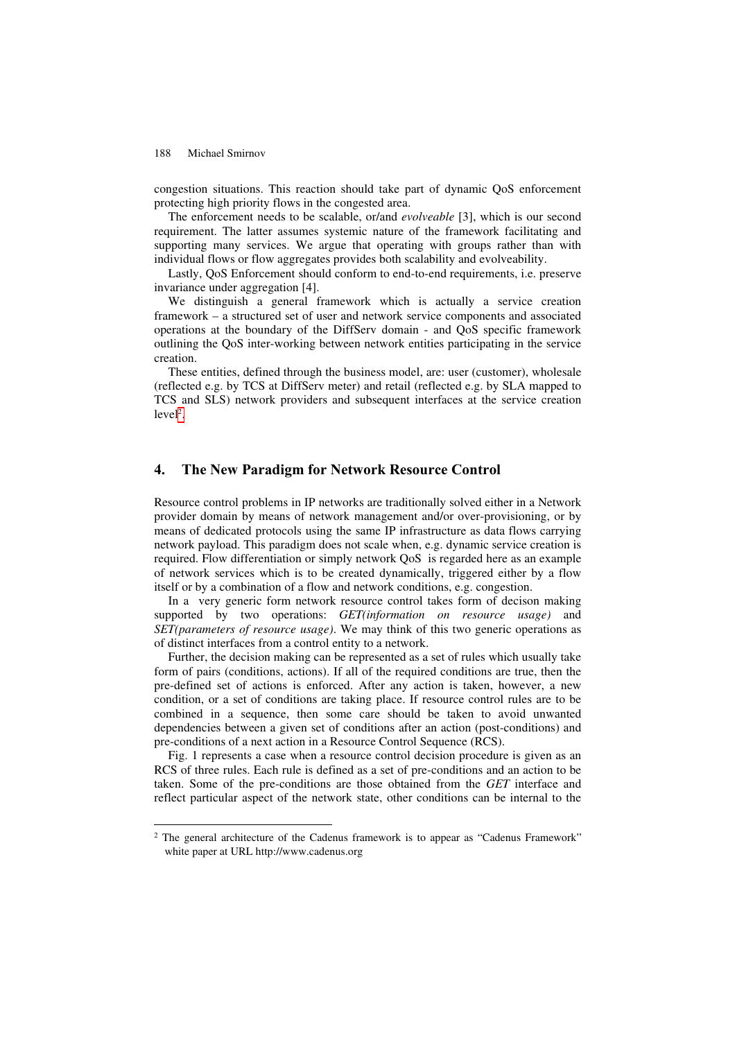congestion situations. This reaction should take part of dynamic QoS enforcement protecting high priority flows in the congested area.

The enforcement needs to be scalable, or/and *evolveable* [3], which is our second requirement. The latter assumes systemic nature of the framework facilitating and supporting many services. We argue that operating with groups rather than with individual flows or flow aggregates provides both scalability and evolveability.

Lastly, QoS Enforcement should conform to end-to-end requirements, i.e. preserve invariance under aggregation [4].

We distinguish a general framework which is actually a service creation framework – a structured set of user and network service components and associated operations at the boundary of the DiffServ domain - and QoS specific framework outlining the QoS inter-working between network entities participating in the service creation.

These entities, defined through the business model, are: user (customer), wholesale (reflected e.g. by TCS at DiffServ meter) and retail (reflected e.g. by SLA mapped to TCS and SLS) network providers and subsequent interfaces at the service creation level[2].

## 4. The New Paradigm for Network Resource Control

Resource control problems in IP networks are traditionally solved either in a Network provider domain by means of network management and/or over-provisioning, or by means of dedicated protocols using the same IP infrastructure as data flows carrying network payload. This paradigm does not scale when, e.g. dynamic service creation is required. Flow differentiation or simply network QoS is regarded here as an example of network services which is to be created dynamically, triggered either by a flow itself or by a combination of a flow and network conditions, e.g. congestion.

In a very generic form network resource control takes form of decison making supported by two operations: *GET(information on resource usage)* and *SET(parameters of resource usage)*. We may think of this two generic operations as of distinct interfaces from a control entity to a network.

Further, the decision making can be represented as a set of rules which usually take form of pairs (conditions, actions). If all of the required conditions are true, then the pre-defined set of actions is enforced. After any action is taken, however, a new condition, or a set of conditions are taking place. If resource control rules are to be combined in a sequence, then some care should be taken to avoid unwanted dependencies between a given set of conditions after an action (post-conditions) and pre-conditions of a next action in a Resource Control Sequence (RCS).

Fig. 1 represents a case when a resource control decision procedure is given as an RCS of three rules. Each rule is defined as a set of pre-conditions and an action to be taken. Some of the pre-conditions are those obtained from the *GET* interface and reflect particular aspect of the network state, other conditions can be internal to the

---

[2] The general architecture of the Cadenus framework is to appear as "Cadenus Framework" white paper at URL http://www.cadenus.org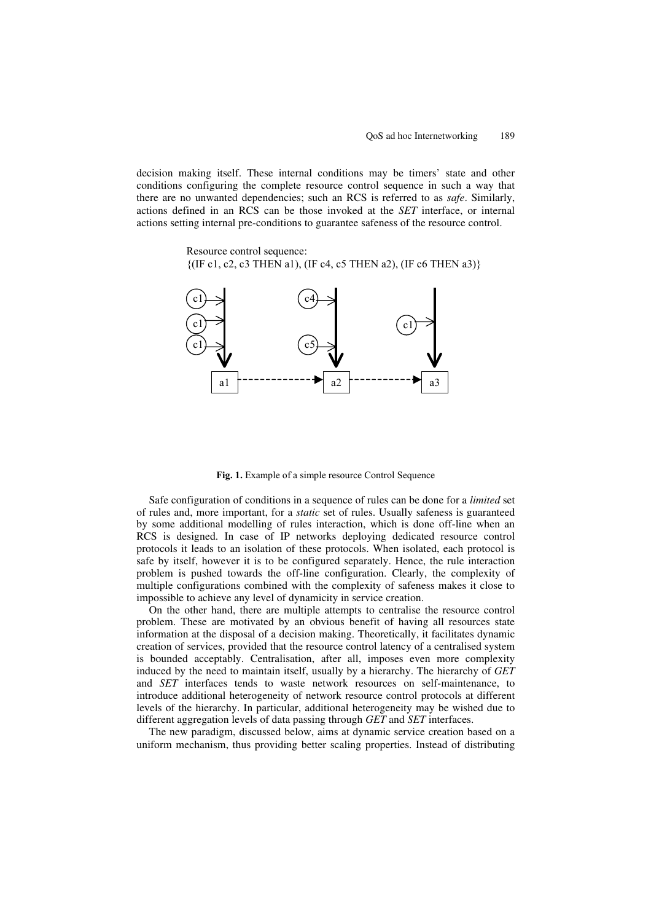decision making itself. These internal conditions may be timers' state and other conditions configuring the complete resource control sequence in such a way that there are no unwanted dependencies; such an RCS is referred to as *safe*. Similarly, actions defined in an RCS can be those invoked at the *SET* interface, or internal actions setting internal pre-conditions to guarantee safeness of the resource control.

Resource control sequence:
{(IF c1, c2, c3 THEN a1), (IF c4, c5 THEN a2), (IF c6 THEN a3)}

**Fig. 1.** Example of a simple resource Control Sequence

Safe configuration of conditions in a sequence of rules can be done for a *limited* set of rules and, more important, for a *static* set of rules. Usually safeness is guaranteed by some additional modelling of rules interaction, which is done off-line when an RCS is designed. In case of IP networks deploying dedicated resource control protocols it leads to an isolation of these protocols. When isolated, each protocol is safe by itself, however it is to be configured separately. Hence, the rule interaction problem is pushed towards the off-line configuration. Clearly, the complexity of multiple configurations combined with the complexity of safeness makes it close to impossible to achieve any level of dynamicity in service creation.

On the other hand, there are multiple attempts to centralise the resource control problem. These are motivated by an obvious benefit of having all resources state information at the disposal of a decision making. Theoretically, it facilitates dynamic creation of services, provided that the resource control latency of a centralised system is bounded acceptably. Centralisation, after all, imposes even more complexity induced by the need to maintain itself, usually by a hierarchy. The hierarchy of *GET* and *SET* interfaces tends to waste network resources on self-maintenance, to introduce additional heterogeneity of network resource control protocols at different levels of the hierarchy. In particular, additional heterogeneity may be wished due to different aggregation levels of data passing through *GET* and *SET* interfaces.

The new paradigm, discussed below, aims at dynamic service creation based on a uniform mechanism, thus providing better scaling properties. Instead of distributing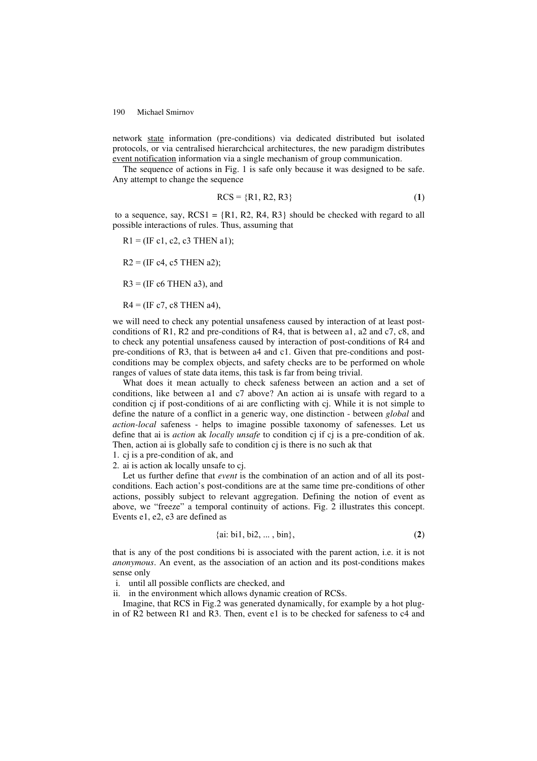network <u>state</u> information (pre-conditions) via dedicated distributed but isolated protocols, or via centralised hierarchcical architectures, the new paradigm distributes <u>event notification</u> information via a single mechanism of group communication.

The sequence of actions in Fig. 1 is safe only because it was designed to be safe. Any attempt to change the sequence

$$RCS = \{R1, R2, R3\} \qquad \textbf{(1)}$$

to a sequence, say, RCS1 = {R1, R2, R4, R3} should be checked with regard to all possible interactions of rules. Thus, assuming that

R1 = (IF c1, c2, c3 THEN a1);

R2 = (IF c4, c5 THEN a2);

R3 = (IF c6 THEN a3), and

R4 = (IF c7, c8 THEN a4),

we will need to check any potential unsafeness caused by interaction of at least post-conditions of R1, R2 and pre-conditions of R4, that is between a1, a2 and c7, c8, and to check any potential unsafeness caused by interaction of post-conditions of R4 and pre-conditions of R3, that is between a4 and c1. Given that pre-conditions and post-conditions may be complex objects, and safety checks are to be performed on whole ranges of values of state data items, this task is far from being trivial.

What does it mean actually to check safeness between an action and a set of conditions, like between a1 and c7 above? An action ai is unsafe with regard to a condition cj if post-conditions of ai are conflicting with cj. While it is not simple to define the nature of a conflict in a generic way, one distinction - between *global* and *action-local* safeness - helps to imagine possible taxonomy of safenesses. Let us define that ai is *action* ak *locally unsafe* to condition cj if cj is a pre-condition of ak. Then, action ai is globally safe to condition cj is there is no such ak that

1. cj is a pre-condition of ak, and
2. ai is action ak locally unsafe to cj.

Let us further define that *event* is the combination of an action and of all its post-conditions. Each action's post-conditions are at the same time pre-conditions of other actions, possibly subject to relevant aggregation. Defining the notion of event as above, we "freeze" a temporal continuity of actions. Fig. 2 illustrates this concept. Events e1, e2, e3 are defined as

$$\{ai: bi1, bi2, \ldots, bin\}, \qquad \textbf{(2)}$$

that is any of the post conditions bi is associated with the parent action, i.e. it is not *anonymous*. An event, as the association of an action and its post-conditions makes sense only

i. until all possible conflicts are checked, and
ii. in the environment which allows dynamic creation of RCSs.

Imagine, that RCS in Fig.2 was generated dynamically, for example by a hot plug-in of R2 between R1 and R3. Then, event e1 is to be checked for safeness to c4 and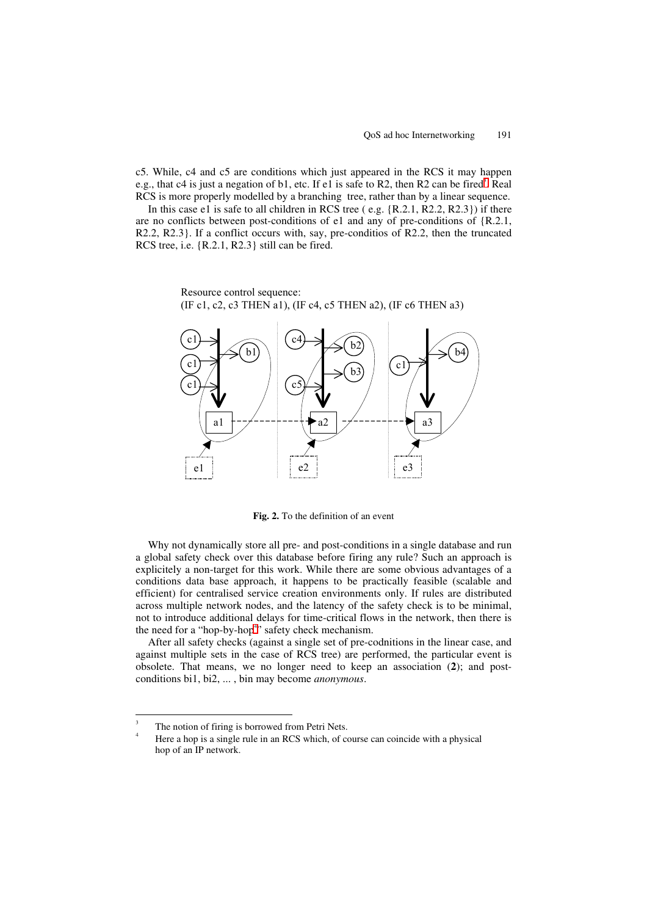c5. While, c4 and c5 are conditions which just appeared in the RCS it may happen e.g., that c4 is just a negation of b1, etc. If e1 is safe to R2, then R2 can be fired[3]. Real RCS is more properly modelled by a branching tree, rather than by a linear sequence.

In this case e1 is safe to all children in RCS tree ( e.g. {R.2.1, R2.2, R2.3}) if there are no conflicts between post-conditions of e1 and any of pre-conditions of {R.2.1, R2.2, R2.3}. If a conflict occurs with, say, pre-conditios of R2.2, then the truncated RCS tree, i.e. {R.2.1, R2.3} still can be fired.

Resource control sequence:
(IF c1, c2, c3 THEN a1), (IF c4, c5 THEN a2), (IF c6 THEN a3)

**Fig. 2.** To the definition of an event

Why not dynamically store all pre- and post-conditions in a single database and run a global safety check over this database before firing any rule? Such an approach is explicitely a non-target for this work. While there are some obvious advantages of a conditions data base approach, it happens to be practically feasible (scalable and efficient) for centralised service creation environments only. If rules are distributed across multiple network nodes, and the latency of the safety check is to be minimal, not to introduce additional delays for time-critical flows in the network, then there is the need for a "hop-by-hop[4]" safety check mechanism.

After all safety checks (against a single set of pre-codnitions in the linear case, and against multiple sets in the case of RCS tree) are performed, the particular event is obsolete. That means, we no longer need to keep an association (**2**); and post-conditions bi1, bi2, ... , bin may become *anonymous*.

---

[3] The notion of firing is borrowed from Petri Nets.

[4] Here a hop is a single rule in an RCS which, of course can coincide with a physical hop of an IP network.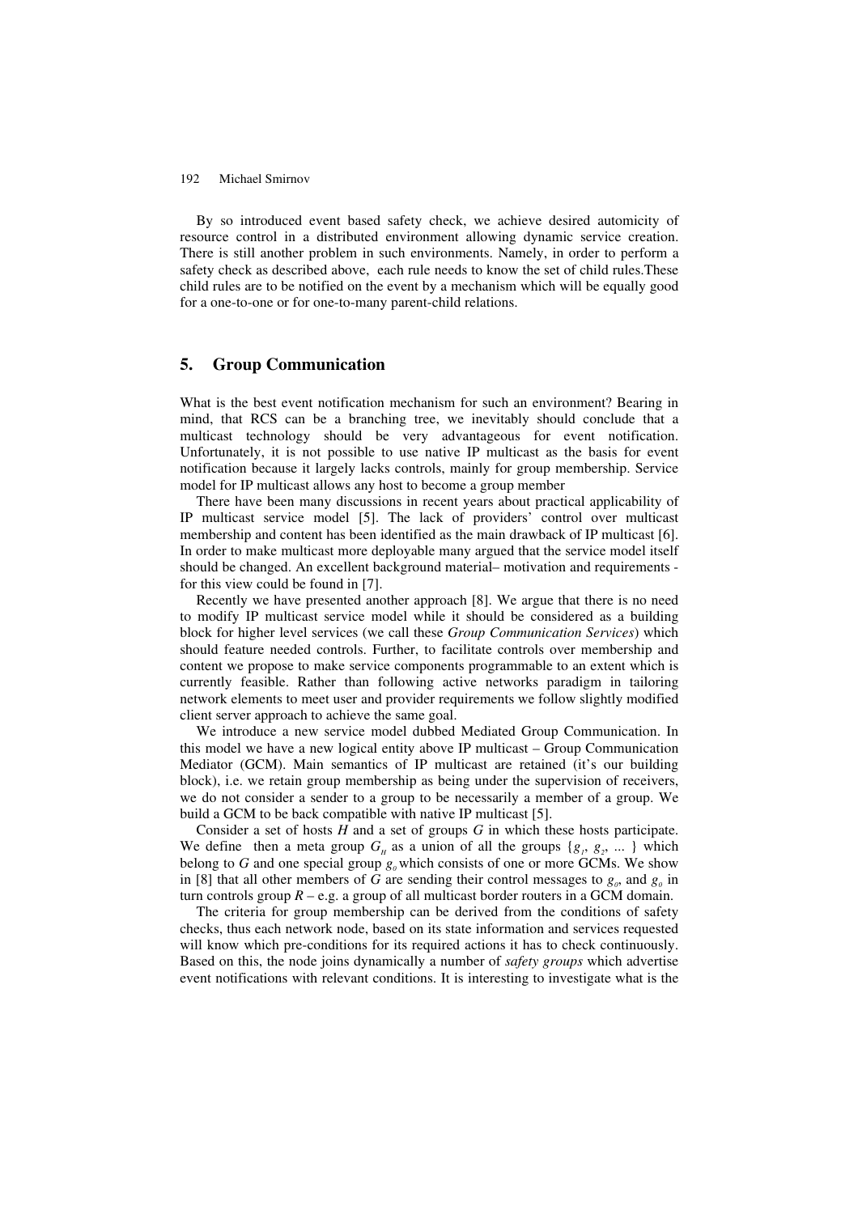By so introduced event based safety check, we achieve desired automicity of resource control in a distributed environment allowing dynamic service creation. There is still another problem in such environments. Namely, in order to perform a safety check as described above, each rule needs to know the set of child rules.These child rules are to be notified on the event by a mechanism which will be equally good for a one-to-one or for one-to-many parent-child relations.

## 5. Group Communication

What is the best event notification mechanism for such an environment? Bearing in mind, that RCS can be a branching tree, we inevitably should conclude that a multicast technology should be very advantageous for event notification. Unfortunately, it is not possible to use native IP multicast as the basis for event notification because it largely lacks controls, mainly for group membership. Service model for IP multicast allows any host to become a group member

There have been many discussions in recent years about practical applicability of IP multicast service model [5]. The lack of providers' control over multicast membership and content has been identified as the main drawback of IP multicast [6]. In order to make multicast more deployable many argued that the service model itself should be changed. An excellent background material– motivation and requirements - for this view could be found in [7].

Recently we have presented another approach [8]. We argue that there is no need to modify IP multicast service model while it should be considered as a building block for higher level services (we call these *Group Communication Services*) which should feature needed controls. Further, to facilitate controls over membership and content we propose to make service components programmable to an extent which is currently feasible. Rather than following active networks paradigm in tailoring network elements to meet user and provider requirements we follow slightly modified client server approach to achieve the same goal.

We introduce a new service model dubbed Mediated Group Communication. In this model we have a new logical entity above IP multicast – Group Communication Mediator (GCM). Main semantics of IP multicast are retained (it's our building block), i.e. we retain group membership as being under the supervision of receivers, we do not consider a sender to a group to be necessarily a member of a group. We build a GCM to be back compatible with native IP multicast [5].

Consider a set of hosts $H$ and a set of groups $G$ in which these hosts participate. We define then a meta group $G_H$ as a union of all the groups $\{g_1, g_2, \ldots\}$ which belong to $G$ and one special group $g_0$ which consists of one or more GCMs. We show in [8] that all other members of $G$ are sending their control messages to $g_0$, and $g_0$ in turn controls group $R$ – e.g. a group of all multicast border routers in a GCM domain.

The criteria for group membership can be derived from the conditions of safety checks, thus each network node, based on its state information and services requested will know which pre-conditions for its required actions it has to check continuously. Based on this, the node joins dynamically a number of *safety groups* which advertise event notifications with relevant conditions. It is interesting to investigate what is the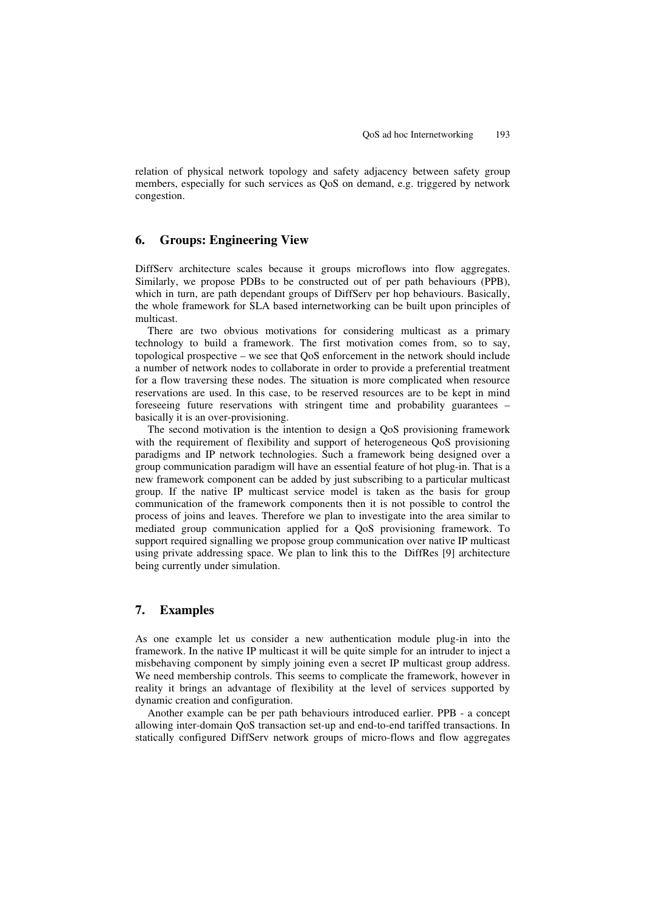relation of physical network topology and safety adjacency between safety group members, especially for such services as QoS on demand, e.g. triggered by network congestion.

## 6. Groups: Engineering View

DiffServ architecture scales because it groups microflows into flow aggregates. Similarly, we propose PDBs to be constructed out of per path behaviours (PPB), which in turn, are path dependant groups of DiffServ per hop behaviours. Basically, the whole framework for SLA based internetworking can be built upon principles of multicast.

There are two obvious motivations for considering multicast as a primary technology to build a framework. The first motivation comes from, so to say, topological prospective – we see that QoS enforcement in the network should include a number of network nodes to collaborate in order to provide a preferential treatment for a flow traversing these nodes. The situation is more complicated when resource reservations are used. In this case, to be reserved resources are to be kept in mind foreseeing future reservations with stringent time and probability guarantees – basically it is an over-provisioning.

The second motivation is the intention to design a QoS provisioning framework with the requirement of flexibility and support of heterogeneous QoS provisioning paradigms and IP network technologies. Such a framework being designed over a group communication paradigm will have an essential feature of hot plug-in. That is a new framework component can be added by just subscribing to a particular multicast group. If the native IP multicast service model is taken as the basis for group communication of the framework components then it is not possible to control the process of joins and leaves. Therefore we plan to investigate into the area similar to mediated group communication applied for a QoS provisioning framework. To support required signalling we propose group communication over native IP multicast using private addressing space. We plan to link this to the DiffRes [9] architecture being currently under simulation.

## 7. Examples

As one example let us consider a new authentication module plug-in into the framework. In the native IP multicast it will be quite simple for an intruder to inject a misbehaving component by simply joining even a secret IP multicast group address. We need membership controls. This seems to complicate the framework, however in reality it brings an advantage of flexibility at the level of services supported by dynamic creation and configuration.

Another example can be per path behaviours introduced earlier. PPB - a concept allowing inter-domain QoS transaction set-up and end-to-end tariffed transactions. In statically configured DiffServ network groups of micro-flows and flow aggregates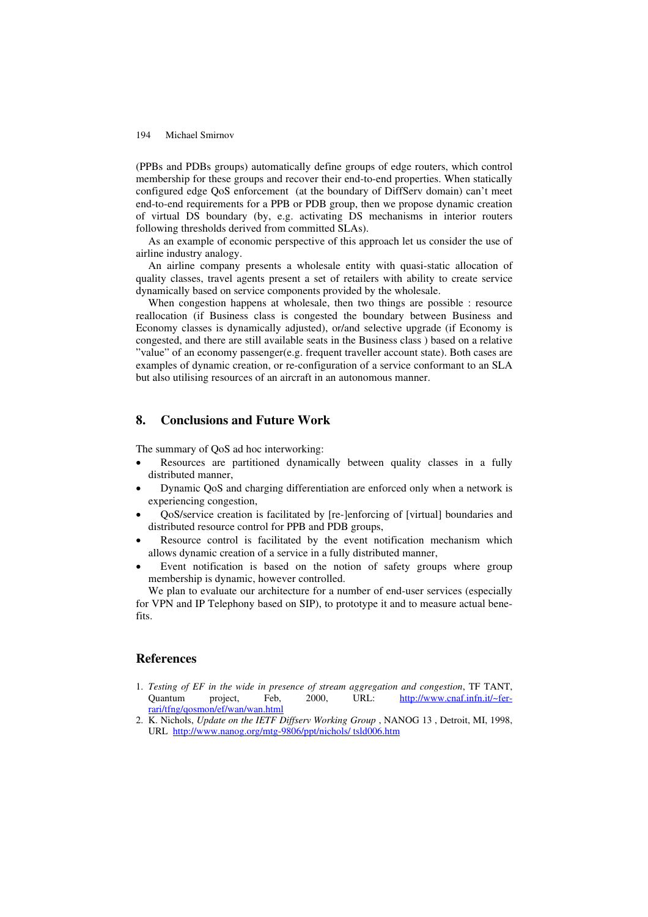(PPBs and PDBs groups) automatically define groups of edge routers, which control membership for these groups and recover their end-to-end properties. When statically configured edge QoS enforcement (at the boundary of DiffServ domain) can't meet end-to-end requirements for a PPB or PDB group, then we propose dynamic creation of virtual DS boundary (by, e.g. activating DS mechanisms in interior routers following thresholds derived from committed SLAs).

As an example of economic perspective of this approach let us consider the use of airline industry analogy.

An airline company presents a wholesale entity with quasi-static allocation of quality classes, travel agents present a set of retailers with ability to create service dynamically based on service components provided by the wholesale.

When congestion happens at wholesale, then two things are possible : resource reallocation (if Business class is congested the boundary between Business and Economy classes is dynamically adjusted), or/and selective upgrade (if Economy is congested, and there are still available seats in the Business class ) based on a relative "value" of an economy passenger(e.g. frequent traveller account state). Both cases are examples of dynamic creation, or re-configuration of a service conformant to an SLA but also utilising resources of an aircraft in an autonomous manner.

## 8. Conclusions and Future Work

The summary of QoS ad hoc interworking:

- Resources are partitioned dynamically between quality classes in a fully distributed manner,
- Dynamic QoS and charging differentiation are enforced only when a network is experiencing congestion,
- QoS/service creation is facilitated by [re-]enforcing of [virtual] boundaries and distributed resource control for PPB and PDB groups,
- Resource control is facilitated by the event notification mechanism which allows dynamic creation of a service in a fully distributed manner,
- Event notification is based on the notion of safety groups where group membership is dynamic, however controlled.

We plan to evaluate our architecture for a number of end-user services (especially for VPN and IP Telephony based on SIP), to prototype it and to measure actual benefits.

## References

1. *Testing of EF in the wide in presence of stream aggregation and congestion*, TF TANT, Quantum project, Feb, 2000, URL: http://www.cnaf.infn.it/~ferrari/tfng/qosmon/ef/wan/wan.html
2. K. Nichols, *Update on the IETF Diffserv Working Group* , NANOG 13 , Detroit, MI, 1998, URL http://www.nanog.org/mtg-9806/ppt/nichols/ tsld006.htm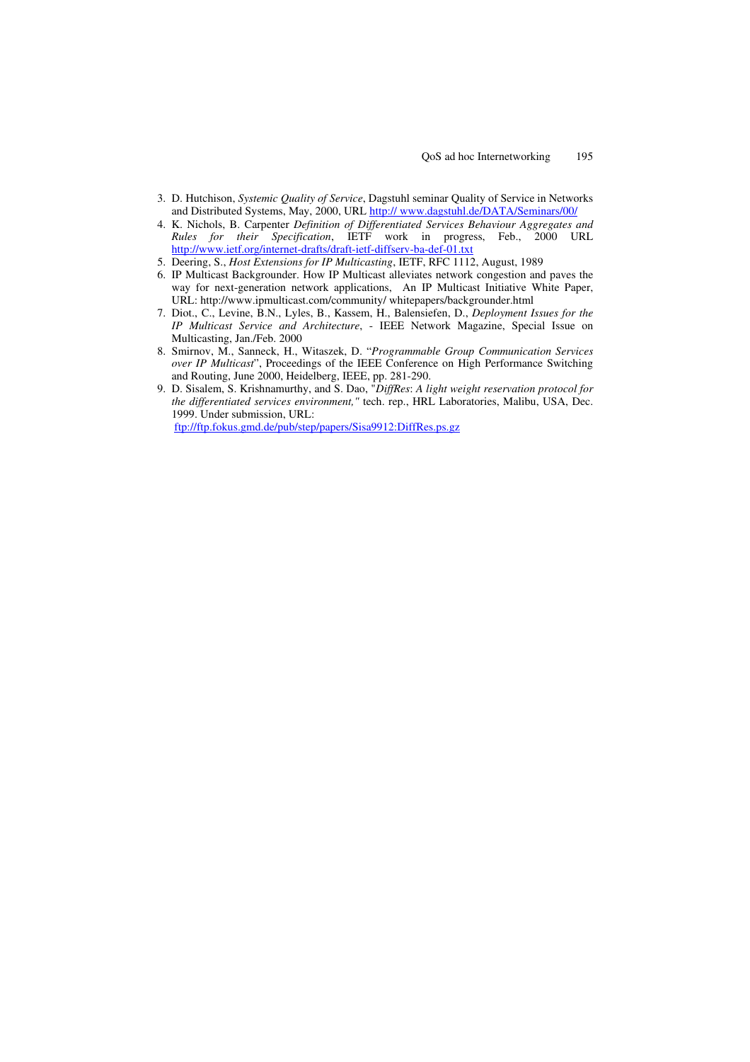3. D. Hutchison, *Systemic Quality of Service*, Dagstuhl seminar Quality of Service in Networks and Distributed Systems, May, 2000, URL http:// www.dagstuhl.de/DATA/Seminars/00/
4. K. Nichols, B. Carpenter *Definition of Differentiated Services Behaviour Aggregates and Rules for their Specification*, IETF work in progress, Feb., 2000 URL http://www.ietf.org/internet-drafts/draft-ietf-diffserv-ba-def-01.txt
5. Deering, S., *Host Extensions for IP Multicasting*, IETF, RFC 1112, August, 1989
6. IP Multicast Backgrounder. How IP Multicast alleviates network congestion and paves the way for next-generation network applications, An IP Multicast Initiative White Paper, URL: http://www.ipmulticast.com/community/ whitepapers/backgrounder.html
7. Diot., C., Levine, B.N., Lyles, B., Kassem, H., Balensiefen, D., *Deployment Issues for the IP Multicast Service and Architecture*, - IEEE Network Magazine, Special Issue on Multicasting, Jan./Feb. 2000
8. Smirnov, M., Sanneck, H., Witaszek, D. "*Programmable Group Communication Services over IP Multicast*", Proceedings of the IEEE Conference on High Performance Switching and Routing, June 2000, Heidelberg, IEEE, pp. 281-290.
9. D. Sisalem, S. Krishnamurthy, and S. Dao, "*DiffRes*: *A light weight reservation protocol for the differentiated services environment,"* tech. rep., HRL Laboratories, Malibu, USA, Dec. 1999. Under submission, URL: ftp://ftp.fokus.gmd.de/pub/step/papers/Sisa9912:DiffRes.ps.gz